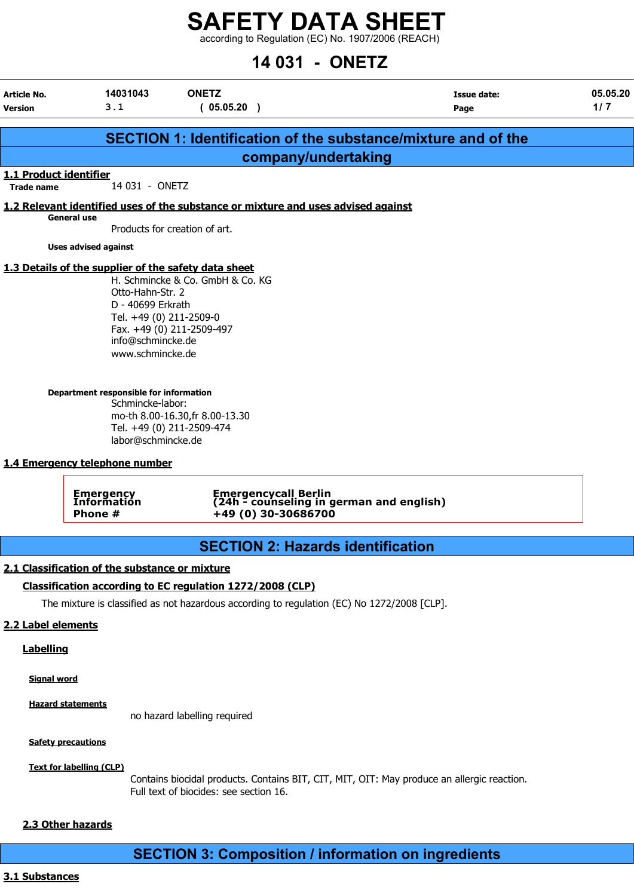# SAFETY DATA SHEET

according to Regulation (EC) No. 1907/2006 (REACH)

# 14 031 - ONETZ

| Article No. | 14031043 | ONETZ | Issue date: | 05.05.20 |
|---|---|---|---|---|
| Version | 3.1 | ( 05.05.20 ) | Page | 1/ 7 |

## SECTION 1: Identification of the substance/mixture and of the company/undertaking

### 1.1 Product identifier

**Trade name** 14 031 - ONETZ

### 1.2 Relevant identified uses of the substance or mixture and uses advised against

**General use**

Products for creation of art.

**Uses advised against**

### 1.3 Details of the supplier of the safety data sheet

H. Schmincke & Co. GmbH & Co. KG
Otto-Hahn-Str. 2
D - 40699 Erkrath
Tel. +49 (0) 211-2509-0
Fax. +49 (0) 211-2509-497
info@schmincke.de
www.schmincke.de

**Department responsible for information**

Schmincke-labor:
mo-th 8.00-16.30,fr 8.00-13.30
Tel. +49 (0) 211-2509-474
labor@schmincke.de

### 1.4 Emergency telephone number

| Emergency Information Phone # | Emergencycall Berlin (24h - counseling in german and english) +49 (0) 30-30686700 |
|---|---|

## SECTION 2: Hazards identification

### 2.1 Classification of the substance or mixture

#### Classification according to EC regulation 1272/2008 (CLP)

The mixture is classified as not hazardous according to regulation (EC) No 1272/2008 [CLP].

### 2.2 Label elements

#### Labelling

**Signal word**

**Hazard statements**

no hazard labelling required

**Safety precautions**

**Text for labelling (CLP)**

Contains biocidal products. Contains BIT, CIT, MIT, OIT: May produce an allergic reaction.
Full text of biocides: see section 16.

### 2.3 Other hazards

## SECTION 3: Composition / information on ingredients

### 3.1 Substances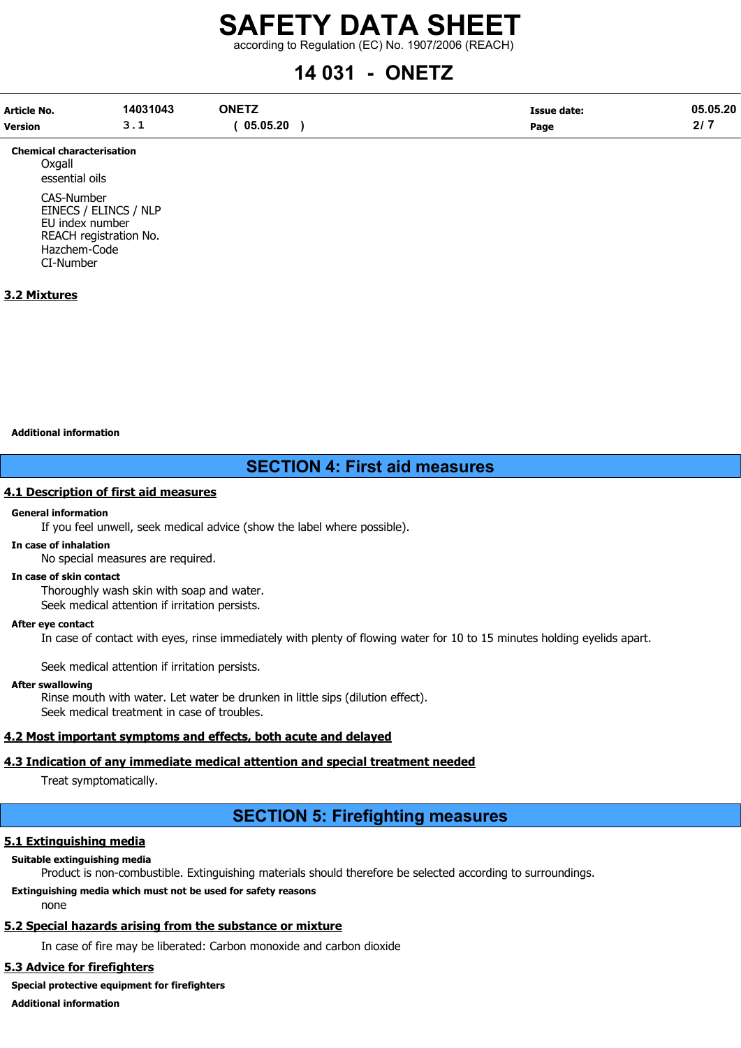**Chemical characterisation**

Oxgall

essential oils

CAS-Number
EINECS / ELINCS / NLP
EU index number
REACH registration No.
Hazchem-Code
CI-Number

### 3.2 Mixtures

**Additional information**

## SECTION 4: First aid measures

### 4.1 Description of first aid measures

**General information**

If you feel unwell, seek medical advice (show the label where possible).

**In case of inhalation**

No special measures are required.

**In case of skin contact**

Thoroughly wash skin with soap and water.
Seek medical attention if irritation persists.

**After eye contact**

In case of contact with eyes, rinse immediately with plenty of flowing water for 10 to 15 minutes holding eyelids apart.

Seek medical attention if irritation persists.

**After swallowing**

Rinse mouth with water. Let water be drunken in little sips (dilution effect).
Seek medical treatment in case of troubles.

### 4.2 Most important symptoms and effects, both acute and delayed

### 4.3 Indication of any immediate medical attention and special treatment needed

Treat symptomatically.

## SECTION 5: Firefighting measures

### 5.1 Extinguishing media

**Suitable extinguishing media**

Product is non-combustible. Extinguishing materials should therefore be selected according to surroundings.

**Extinguishing media which must not be used for safety reasons**

none

### 5.2 Special hazards arising from the substance or mixture

In case of fire may be liberated: Carbon monoxide and carbon dioxide

### 5.3 Advice for firefighters

**Special protective equipment for firefighters**

**Additional information**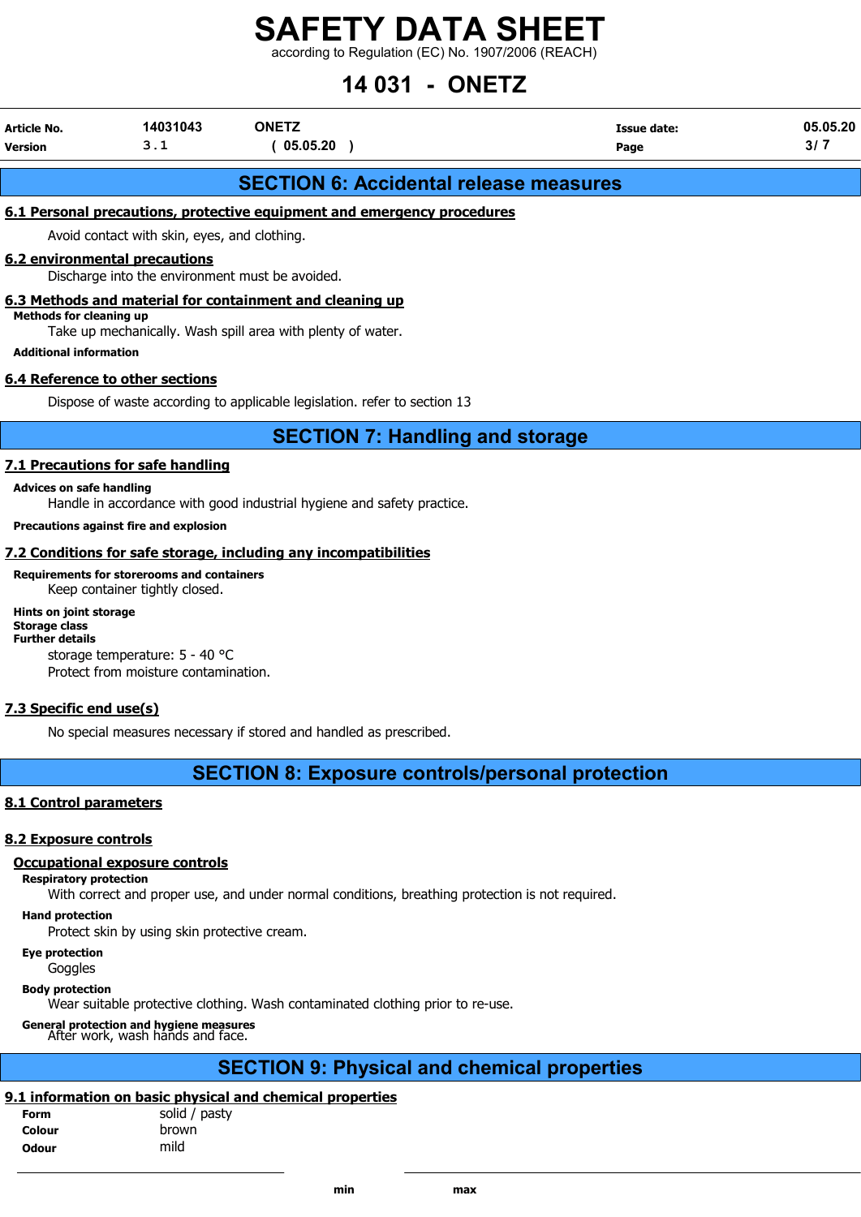## SECTION 6: Accidental release measures

### 6.1 Personal precautions, protective equipment and emergency procedures

Avoid contact with skin, eyes, and clothing.

### 6.2 environmental precautions

Discharge into the environment must be avoided.

### 6.3 Methods and material for containment and cleaning up

**Methods for cleaning up**

Take up mechanically. Wash spill area with plenty of water.

**Additional information**

### 6.4 Reference to other sections

Dispose of waste according to applicable legislation. refer to section 13

## SECTION 7: Handling and storage

### 7.1 Precautions for safe handling

**Advices on safe handling**

Handle in accordance with good industrial hygiene and safety practice.

**Precautions against fire and explosion**

### 7.2 Conditions for safe storage, including any incompatibilities

**Requirements for storerooms and containers**

Keep container tightly closed.

**Hints on joint storage**

**Storage class**

**Further details**

storage temperature: 5 - 40 °C

Protect from moisture contamination.

### 7.3 Specific end use(s)

No special measures necessary if stored and handled as prescribed.

## SECTION 8: Exposure controls/personal protection

### 8.1 Control parameters

### 8.2 Exposure controls

#### Occupational exposure controls

**Respiratory protection**

With correct and proper use, and under normal conditions, breathing protection is not required.

**Hand protection**

Protect skin by using skin protective cream.

**Eye protection**

Goggles

**Body protection**

Wear suitable protective clothing. Wash contaminated clothing prior to re-use.

**General protection and hygiene measures**

After work, wash hands and face.

## SECTION 9: Physical and chemical properties

### 9.1 information on basic physical and chemical properties

| | |
|---|---|
| **Form** | solid / pasty |
| **Colour** | brown |
| **Odour** | mild |

| | min | max |
|---|---|---|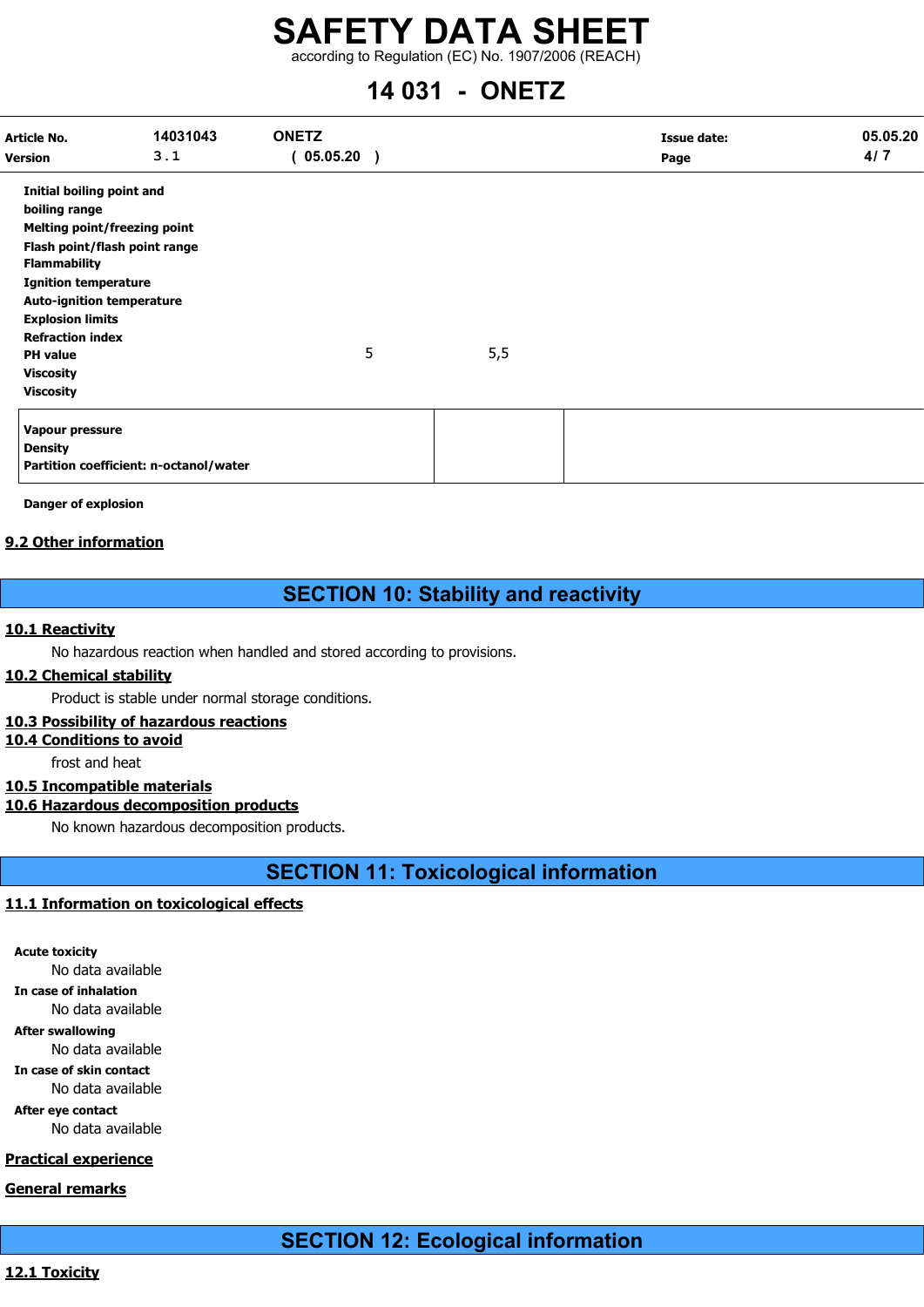| | | |
|---|---|---|
| Initial boiling point and boiling range | | |
| Melting point/freezing point | | |
| Flash point/flash point range | | |
| Flammability | | |
| Ignition temperature | | |
| Auto-ignition temperature | | |
| Explosion limits | | |
| Refraction index | | |
| PH value | 5 | 5,5 |
| Viscosity | | |
| Viscosity | | |

| | | |
|---|---|---|
| Vapour pressure | | |
| Density | | |
| Partition coefficient: n-octanol/water | | |

**Danger of explosion**

### 9.2 Other information

## SECTION 10: Stability and reactivity

### 10.1 Reactivity

No hazardous reaction when handled and stored according to provisions.

### 10.2 Chemical stability

Product is stable under normal storage conditions.

### 10.3 Possibility of hazardous reactions

### 10.4 Conditions to avoid

frost and heat

### 10.5 Incompatible materials

### 10.6 Hazardous decomposition products

No known hazardous decomposition products.

## SECTION 11: Toxicological information

### 11.1 Information on toxicological effects

**Acute toxicity**

No data available

**In case of inhalation**

No data available

**After swallowing**

No data available

**In case of skin contact**

No data available

**After eye contact**

No data available

### Practical experience

### General remarks

## SECTION 12: Ecological information

### 12.1 Toxicity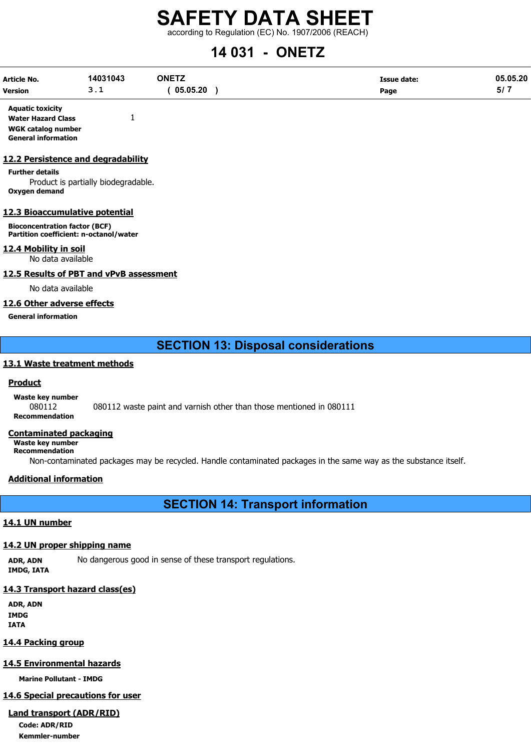**Aquatic toxicity**

| | |
|---|---|
| **Water Hazard Class** | 1 |
| **WGK catalog number** | |
| **General information** | |

## 12.2 Persistence and degradability

**Further details**

Product is partially biodegradable.

**Oxygen demand**

## 12.3 Bioaccumulative potential

**Bioconcentration factor (BCF)**

**Partition coefficient: n-octanol/water**

## 12.4 Mobility in soil

No data available

## 12.5 Results of PBT and vPvB assessment

No data available

## 12.6 Other adverse effects

**General information**

# SECTION 13: Disposal considerations

## 13.1 Waste treatment methods

### Product

**Waste key number**

080112 080112 waste paint and varnish other than those mentioned in 080111

**Recommendation**

### Contaminated packaging

**Waste key number**

**Recommendation**

Non-contaminated packages may be recycled. Handle contaminated packages in the same way as the substance itself.

### Additional information

# SECTION 14: Transport information

## 14.1 UN number

## 14.2 UN proper shipping name

**ADR, ADN** No dangerous good in sense of these transport regulations.

**IMDG, IATA**

## 14.3 Transport hazard class(es)

**ADR, ADN**

**IMDG**

**IATA**

## 14.4 Packing group

## 14.5 Environmental hazards

**Marine Pollutant - IMDG**

## 14.6 Special precautions for user

### Land transport (ADR/RID)

**Code: ADR/RID**

**Kemmler-number**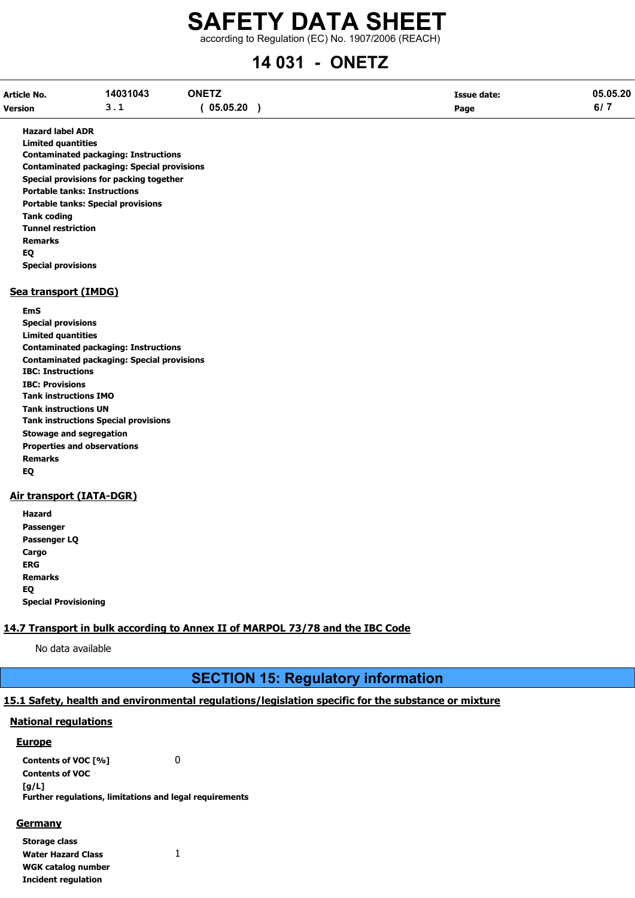**Hazard label ADR**
**Limited quantities**
**Contaminated packaging: Instructions**
**Contaminated packaging: Special provisions**
**Special provisions for packing together**
**Portable tanks: Instructions**
**Portable tanks: Special provisions**
**Tank coding**
**Tunnel restriction**
**Remarks**
**EQ**
**Special provisions**

### Sea transport (IMDG)

**EmS**
**Special provisions**
**Limited quantities**
**Contaminated packaging: Instructions**
**Contaminated packaging: Special provisions**
**IBC: Instructions**
**IBC: Provisions**
**Tank instructions IMO**
**Tank instructions UN**
**Tank instructions Special provisions**
**Stowage and segregation**
**Properties and observations**
**Remarks**
**EQ**

### Air transport (IATA-DGR)

**Hazard**
**Passenger**
**Passenger LQ**
**Cargo**
**ERG**
**Remarks**
**EQ**
**Special Provisioning**

### 14.7 Transport in bulk according to Annex II of MARPOL 73/78 and the IBC Code

No data available

## SECTION 15: Regulatory information

### 15.1 Safety, health and environmental regulations/legislation specific for the substance or mixture

#### National regulations

##### Europe

**Contents of VOC [%]** 0
**Contents of VOC [g/L]**
**Further regulations, limitations and legal requirements**

##### Germany

**Storage class**
**Water Hazard Class** 1
**WGK catalog number**
**Incident regulation**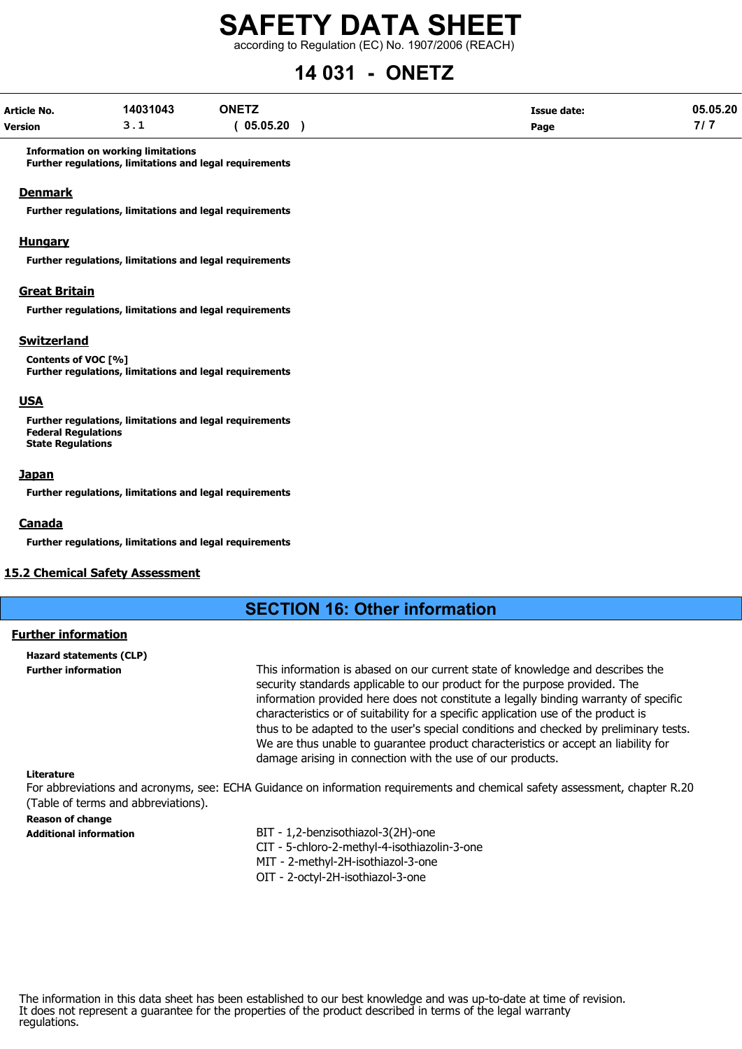**Information on working limitations**
**Further regulations, limitations and legal requirements**

## Denmark

**Further regulations, limitations and legal requirements**

## Hungary

**Further regulations, limitations and legal requirements**

## Great Britain

**Further regulations, limitations and legal requirements**

## Switzerland

**Contents of VOC [%]**
**Further regulations, limitations and legal requirements**

## USA

**Further regulations, limitations and legal requirements**
**Federal Regulations**
**State Regulations**

## Japan

**Further regulations, limitations and legal requirements**

## Canada

**Further regulations, limitations and legal requirements**

## 15.2 Chemical Safety Assessment

# SECTION 16: Other information

## Further information

**Hazard statements (CLP)**

**Further information**

This information is abased on our current state of knowledge and describes the security standards applicable to our product for the purpose provided. The information provided here does not constitute a legally binding warranty of specific characteristics or of suitability for a specific application use of the product is thus to be adapted to the user's special conditions and checked by preliminary tests. We are thus unable to guarantee product characteristics or accept an liability for damage arising in connection with the use of our products.

**Literature**

For abbreviations and acronyms, see: ECHA Guidance on information requirements and chemical safety assessment, chapter R.20 (Table of terms and abbreviations).

**Reason of change**

**Additional information**

BIT - 1,2-benzisothiazol-3(2H)-one
CIT - 5-chloro-2-methyl-4-isothiazolin-3-one
MIT - 2-methyl-2H-isothiazol-3-one
OIT - 2-octyl-2H-isothiazol-3-one

The information in this data sheet has been established to our best knowledge and was up-to-date at time of revision. It does not represent a guarantee for the properties of the product described in terms of the legal warranty regulations.